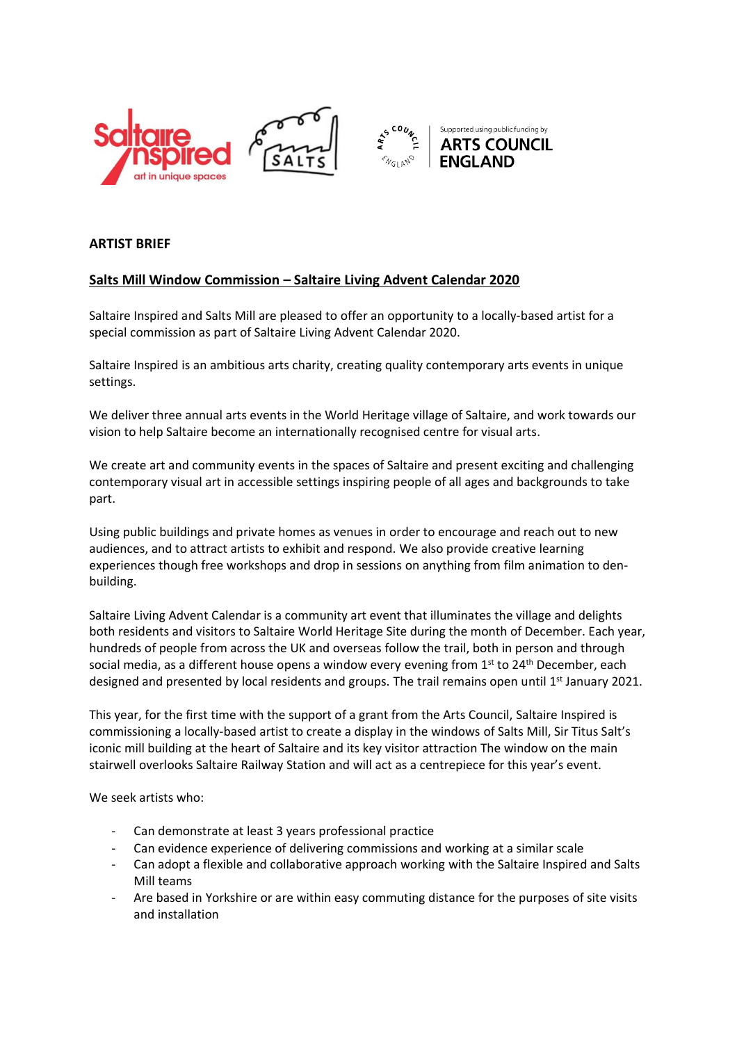**ARTIST BRIEF**

## Salts Mill Window Commission – Saltaire Living Advent Calendar 2020

Saltaire Inspired and Salts Mill are pleased to offer an opportunity to a locally-based artist for a special commission as part of Saltaire Living Advent Calendar 2020.

Saltaire Inspired is an ambitious arts charity, creating quality contemporary arts events in unique settings.

We deliver three annual arts events in the World Heritage village of Saltaire, and work towards our vision to help Saltaire become an internationally recognised centre for visual arts.

We create art and community events in the spaces of Saltaire and present exciting and challenging contemporary visual art in accessible settings inspiring people of all ages and backgrounds to take part.

Using public buildings and private homes as venues in order to encourage and reach out to new audiences, and to attract artists to exhibit and respond. We also provide creative learning experiences though free workshops and drop in sessions on anything from film animation to den-building.

Saltaire Living Advent Calendar is a community art event that illuminates the village and delights both residents and visitors to Saltaire World Heritage Site during the month of December. Each year, hundreds of people from across the UK and overseas follow the trail, both in person and through social media, as a different house opens a window every evening from 1st to 24th December, each designed and presented by local residents and groups. The trail remains open until 1st January 2021.

This year, for the first time with the support of a grant from the Arts Council, Saltaire Inspired is commissioning a locally-based artist to create a display in the windows of Salts Mill, Sir Titus Salt's iconic mill building at the heart of Saltaire and its key visitor attraction The window on the main stairwell overlooks Saltaire Railway Station and will act as a centrepiece for this year's event.

We seek artists who:

- Can demonstrate at least 3 years professional practice
- Can evidence experience of delivering commissions and working at a similar scale
- Can adopt a flexible and collaborative approach working with the Saltaire Inspired and Salts Mill teams
- Are based in Yorkshire or are within easy commuting distance for the purposes of site visits and installation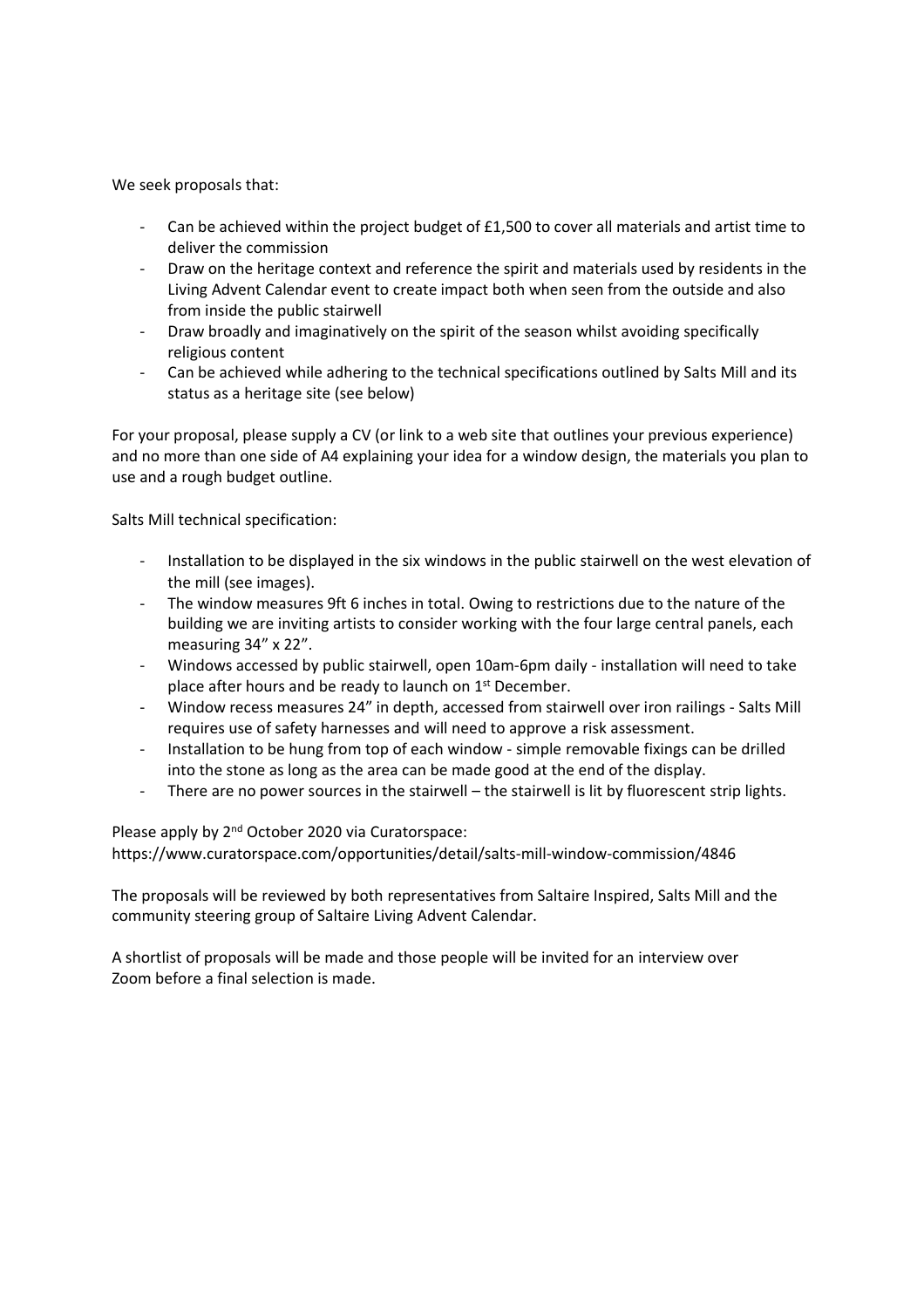We seek proposals that:

- Can be achieved within the project budget of £1,500 to cover all materials and artist time to deliver the commission
- Draw on the heritage context and reference the spirit and materials used by residents in the Living Advent Calendar event to create impact both when seen from the outside and also from inside the public stairwell
- Draw broadly and imaginatively on the spirit of the season whilst avoiding specifically religious content
- Can be achieved while adhering to the technical specifications outlined by Salts Mill and its status as a heritage site (see below)

For your proposal, please supply a CV (or link to a web site that outlines your previous experience) and no more than one side of A4 explaining your idea for a window design, the materials you plan to use and a rough budget outline.

Salts Mill technical specification:

- Installation to be displayed in the six windows in the public stairwell on the west elevation of the mill (see images).
- The window measures 9ft 6 inches in total. Owing to restrictions due to the nature of the building we are inviting artists to consider working with the four large central panels, each measuring 34" x 22".
- Windows accessed by public stairwell, open 10am-6pm daily - installation will need to take place after hours and be ready to launch on 1st December.
- Window recess measures 24" in depth, accessed from stairwell over iron railings - Salts Mill requires use of safety harnesses and will need to approve a risk assessment.
- Installation to be hung from top of each window - simple removable fixings can be drilled into the stone as long as the area can be made good at the end of the display.
- There are no power sources in the stairwell – the stairwell is lit by fluorescent strip lights.

Please apply by 2nd October 2020 via Curatorspace:
https://www.curatorspace.com/opportunities/detail/salts-mill-window-commission/4846

The proposals will be reviewed by both representatives from Saltaire Inspired, Salts Mill and the community steering group of Saltaire Living Advent Calendar.

A shortlist of proposals will be made and those people will be invited for an interview over Zoom before a final selection is made.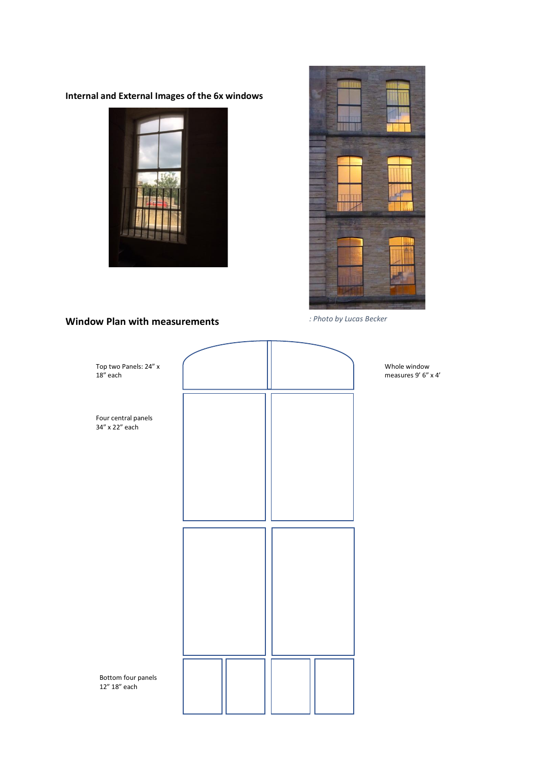**Internal and External Images of the 6x windows**

*: Photo by Lucas Becker*

**Window Plan with measurements**

Top two Panels: 24" x 18" each

Whole window measures 9' 6" x 4'

Four central panels 34" x 22" each

Bottom four panels 12" 18" each